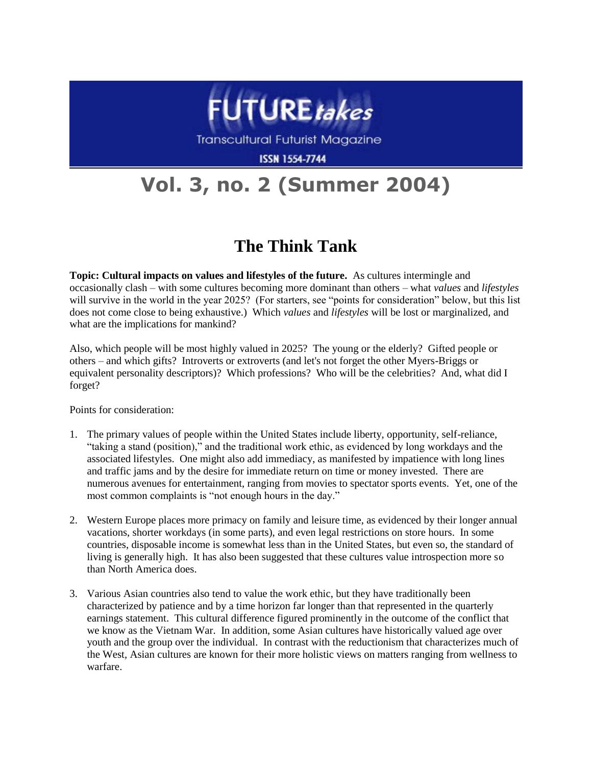# FUTURE*takes*

Transcultural Futurist Magazine

ISSN 1554-7744

## Vol. 3, no. 2 (Summer 2004)

# The Think Tank

**Topic: Cultural impacts on values and lifestyles of the future.** As cultures intermingle and occasionally clash – with some cultures becoming more dominant than others – what *values* and *lifestyles* will survive in the world in the year 2025? (For starters, see "points for consideration" below, but this list does not come close to being exhaustive.) Which *values* and *lifestyles* will be lost or marginalized, and what are the implications for mankind?

Also, which people will be most highly valued in 2025? The young or the elderly? Gifted people or others – and which gifts? Introverts or extroverts (and let's not forget the other Myers-Briggs or equivalent personality descriptors)? Which professions? Who will be the celebrities? And, what did I forget?

Points for consideration:

1. The primary values of people within the United States include liberty, opportunity, self-reliance, "taking a stand (position)," and the traditional work ethic, as evidenced by long workdays and the associated lifestyles. One might also add immediacy, as manifested by impatience with long lines and traffic jams and by the desire for immediate return on time or money invested. There are numerous avenues for entertainment, ranging from movies to spectator sports events. Yet, one of the most common complaints is "not enough hours in the day."

2. Western Europe places more primacy on family and leisure time, as evidenced by their longer annual vacations, shorter workdays (in some parts), and even legal restrictions on store hours. In some countries, disposable income is somewhat less than in the United States, but even so, the standard of living is generally high. It has also been suggested that these cultures value introspection more so than North America does.

3. Various Asian countries also tend to value the work ethic, but they have traditionally been characterized by patience and by a time horizon far longer than that represented in the quarterly earnings statement. This cultural difference figured prominently in the outcome of the conflict that we know as the Vietnam War. In addition, some Asian cultures have historically valued age over youth and the group over the individual. In contrast with the reductionism that characterizes much of the West, Asian cultures are known for their more holistic views on matters ranging from wellness to warfare.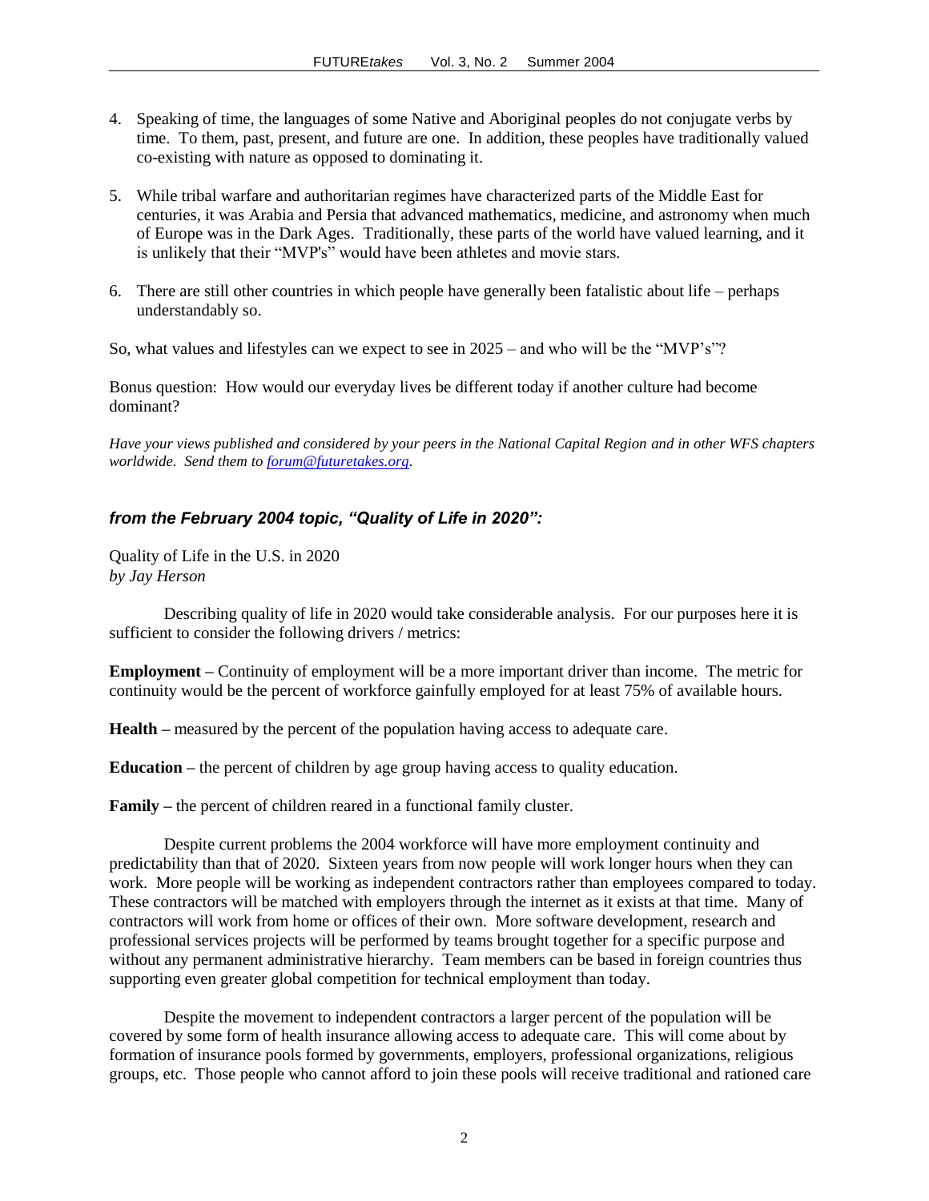4. Speaking of time, the languages of some Native and Aboriginal peoples do not conjugate verbs by time. To them, past, present, and future are one. In addition, these peoples have traditionally valued co-existing with nature as opposed to dominating it.

5. While tribal warfare and authoritarian regimes have characterized parts of the Middle East for centuries, it was Arabia and Persia that advanced mathematics, medicine, and astronomy when much of Europe was in the Dark Ages. Traditionally, these parts of the world have valued learning, and it is unlikely that their "MVP's" would have been athletes and movie stars.

6. There are still other countries in which people have generally been fatalistic about life – perhaps understandably so.

So, what values and lifestyles can we expect to see in 2025 – and who will be the "MVP's"?

Bonus question: How would our everyday lives be different today if another culture had become dominant?

*Have your views published and considered by your peers in the National Capital Region and in other WFS chapters worldwide. Send them to [forum@futuretakes.org](mailto:forum@futuretakes.org).*

### *from the February 2004 topic, "Quality of Life in 2020":*

Quality of Life in the U.S. in 2020
*by Jay Herson*

Describing quality of life in 2020 would take considerable analysis. For our purposes here it is sufficient to consider the following drivers / metrics:

**Employment –** Continuity of employment will be a more important driver than income. The metric for continuity would be the percent of workforce gainfully employed for at least 75% of available hours.

**Health –** measured by the percent of the population having access to adequate care.

**Education –** the percent of children by age group having access to quality education.

**Family –** the percent of children reared in a functional family cluster.

Despite current problems the 2004 workforce will have more employment continuity and predictability than that of 2020. Sixteen years from now people will work longer hours when they can work. More people will be working as independent contractors rather than employees compared to today. These contractors will be matched with employers through the internet as it exists at that time. Many of contractors will work from home or offices of their own. More software development, research and professional services projects will be performed by teams brought together for a specific purpose and without any permanent administrative hierarchy. Team members can be based in foreign countries thus supporting even greater global competition for technical employment than today.

Despite the movement to independent contractors a larger percent of the population will be covered by some form of health insurance allowing access to adequate care. This will come about by formation of insurance pools formed by governments, employers, professional organizations, religious groups, etc. Those people who cannot afford to join these pools will receive traditional and rationed care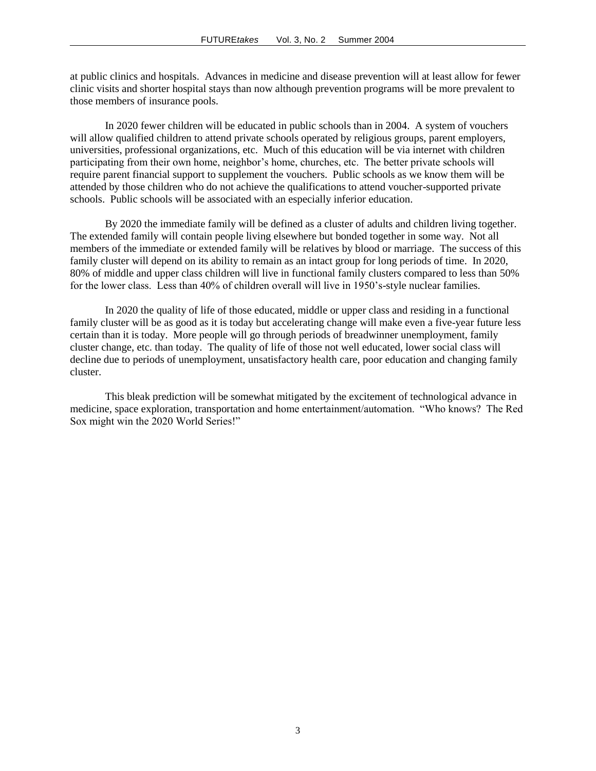at public clinics and hospitals. Advances in medicine and disease prevention will at least allow for fewer clinic visits and shorter hospital stays than now although prevention programs will be more prevalent to those members of insurance pools.

In 2020 fewer children will be educated in public schools than in 2004. A system of vouchers will allow qualified children to attend private schools operated by religious groups, parent employers, universities, professional organizations, etc. Much of this education will be via internet with children participating from their own home, neighbor's home, churches, etc. The better private schools will require parent financial support to supplement the vouchers. Public schools as we know them will be attended by those children who do not achieve the qualifications to attend voucher-supported private schools. Public schools will be associated with an especially inferior education.

By 2020 the immediate family will be defined as a cluster of adults and children living together. The extended family will contain people living elsewhere but bonded together in some way. Not all members of the immediate or extended family will be relatives by blood or marriage. The success of this family cluster will depend on its ability to remain as an intact group for long periods of time. In 2020, 80% of middle and upper class children will live in functional family clusters compared to less than 50% for the lower class. Less than 40% of children overall will live in 1950's-style nuclear families.

In 2020 the quality of life of those educated, middle or upper class and residing in a functional family cluster will be as good as it is today but accelerating change will make even a five-year future less certain than it is today. More people will go through periods of breadwinner unemployment, family cluster change, etc. than today. The quality of life of those not well educated, lower social class will decline due to periods of unemployment, unsatisfactory health care, poor education and changing family cluster.

This bleak prediction will be somewhat mitigated by the excitement of technological advance in medicine, space exploration, transportation and home entertainment/automation. "Who knows? The Red Sox might win the 2020 World Series!"